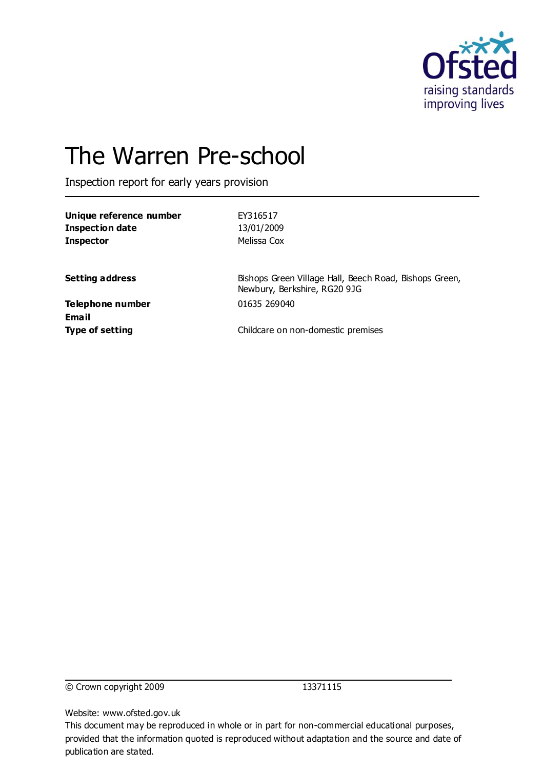Ofsted
raising standards
improving lives

# The Warren Pre-school

Inspection report for early years provision

| | |
|---|---|
| **Unique reference number** | EY316517 |
| **Inspection date** | 13/01/2009 |
| **Inspector** | Melissa Cox |
| | |
| **Setting address** | Bishops Green Village Hall, Beech Road, Bishops Green, Newbury, Berkshire, RG20 9JG |
| **Telephone number** | 01635 269040 |
| **Email** | |
| **Type of setting** | Childcare on non-domestic premises |

© Crown copyright 2009 13371115

Website: www.ofsted.gov.uk
This document may be reproduced in whole or in part for non-commercial educational purposes, provided that the information quoted is reproduced without adaptation and the source and date of publication are stated.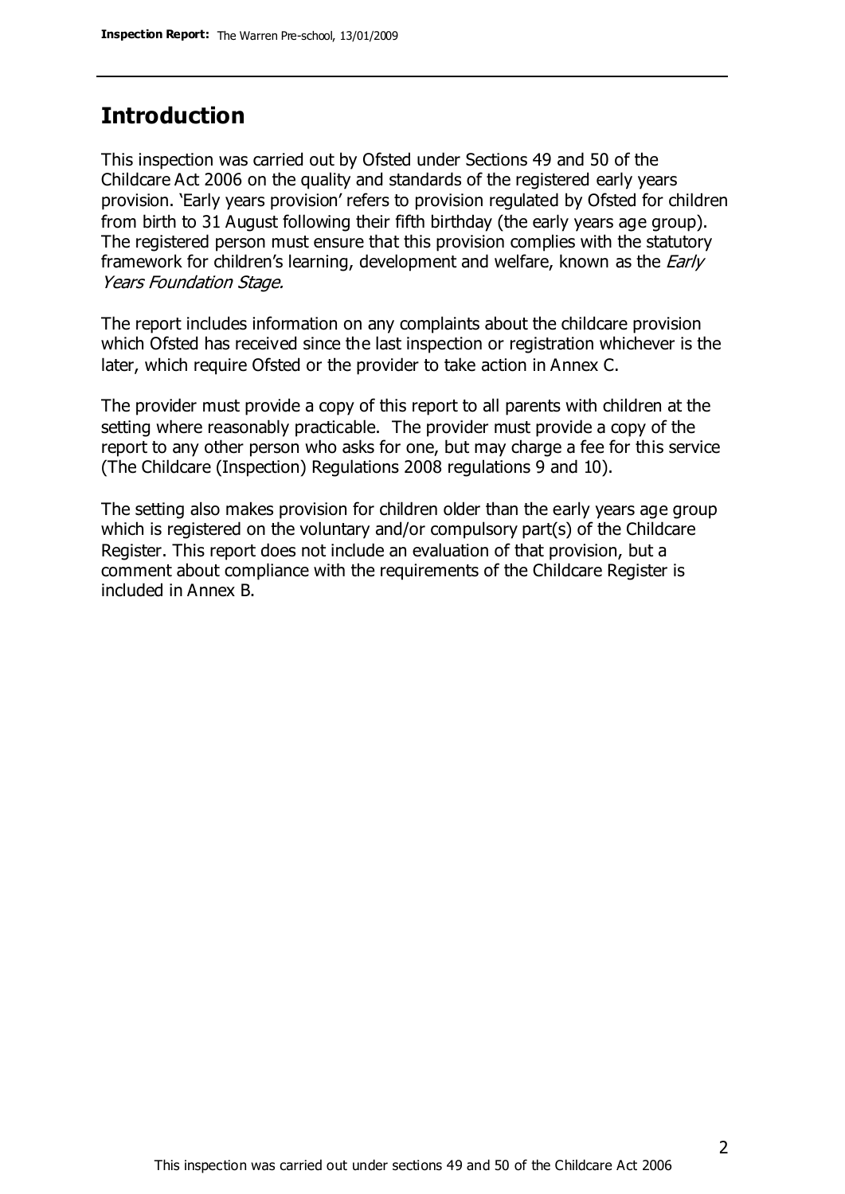# Introduction

This inspection was carried out by Ofsted under Sections 49 and 50 of the Childcare Act 2006 on the quality and standards of the registered early years provision. 'Early years provision' refers to provision regulated by Ofsted for children from birth to 31 August following their fifth birthday (the early years age group). The registered person must ensure that this provision complies with the statutory framework for children's learning, development and welfare, known as the *Early Years Foundation Stage.*

The report includes information on any complaints about the childcare provision which Ofsted has received since the last inspection or registration whichever is the later, which require Ofsted or the provider to take action in Annex C.

The provider must provide a copy of this report to all parents with children at the setting where reasonably practicable. The provider must provide a copy of the report to any other person who asks for one, but may charge a fee for this service (The Childcare (Inspection) Regulations 2008 regulations 9 and 10).

The setting also makes provision for children older than the early years age group which is registered on the voluntary and/or compulsory part(s) of the Childcare Register. This report does not include an evaluation of that provision, but a comment about compliance with the requirements of the Childcare Register is included in Annex B.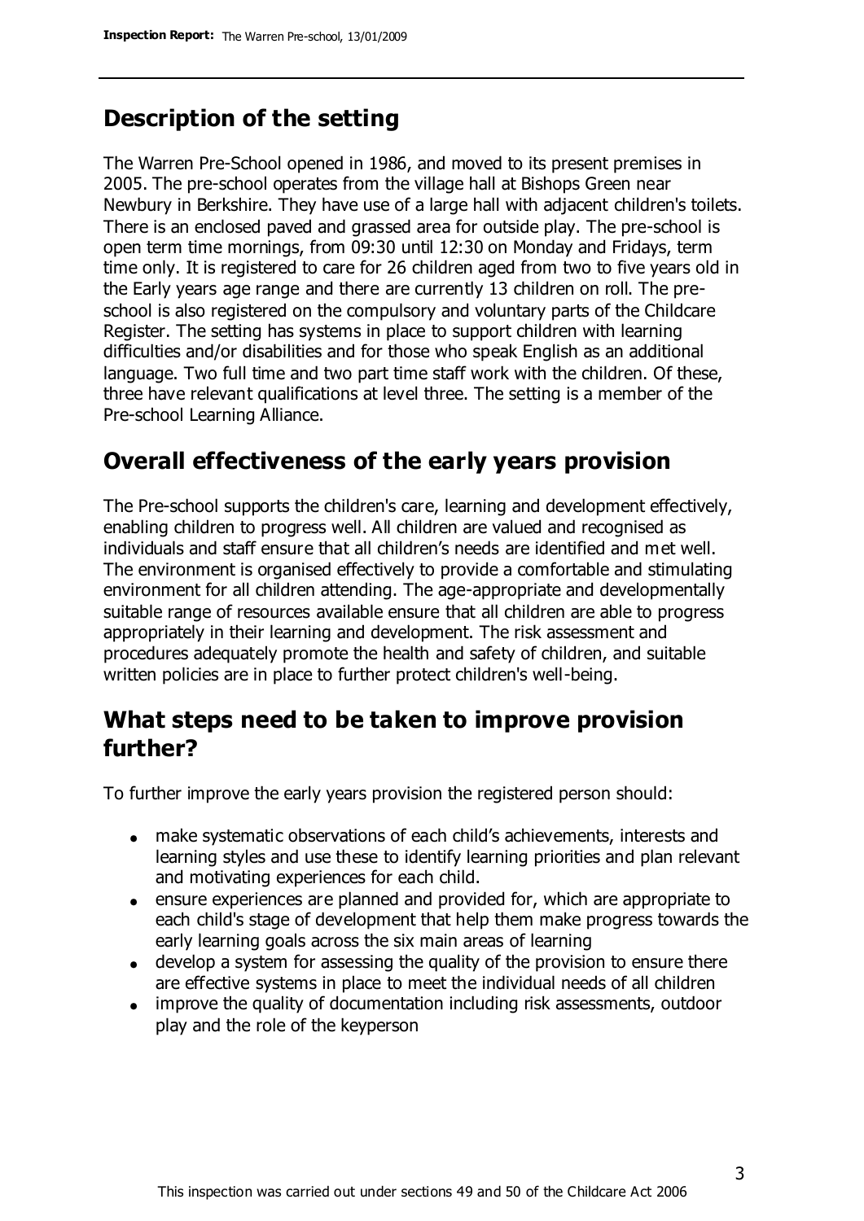## Description of the setting

The Warren Pre-School opened in 1986, and moved to its present premises in 2005. The pre-school operates from the village hall at Bishops Green near Newbury in Berkshire. They have use of a large hall with adjacent children's toilets. There is an enclosed paved and grassed area for outside play. The pre-school is open term time mornings, from 09:30 until 12:30 on Monday and Fridays, term time only. It is registered to care for 26 children aged from two to five years old in the Early years age range and there are currently 13 children on roll. The pre-school is also registered on the compulsory and voluntary parts of the Childcare Register. The setting has systems in place to support children with learning difficulties and/or disabilities and for those who speak English as an additional language. Two full time and two part time staff work with the children. Of these, three have relevant qualifications at level three. The setting is a member of the Pre-school Learning Alliance.

## Overall effectiveness of the early years provision

The Pre-school supports the children's care, learning and development effectively, enabling children to progress well. All children are valued and recognised as individuals and staff ensure that all children's needs are identified and met well. The environment is organised effectively to provide a comfortable and stimulating environment for all children attending. The age-appropriate and developmentally suitable range of resources available ensure that all children are able to progress appropriately in their learning and development. The risk assessment and procedures adequately promote the health and safety of children, and suitable written policies are in place to further protect children's well-being.

## What steps need to be taken to improve provision further?

To further improve the early years provision the registered person should:

- make systematic observations of each child's achievements, interests and learning styles and use these to identify learning priorities and plan relevant and motivating experiences for each child.
- ensure experiences are planned and provided for, which are appropriate to each child's stage of development that help them make progress towards the early learning goals across the six main areas of learning
- develop a system for assessing the quality of the provision to ensure there are effective systems in place to meet the individual needs of all children
- improve the quality of documentation including risk assessments, outdoor play and the role of the keyperson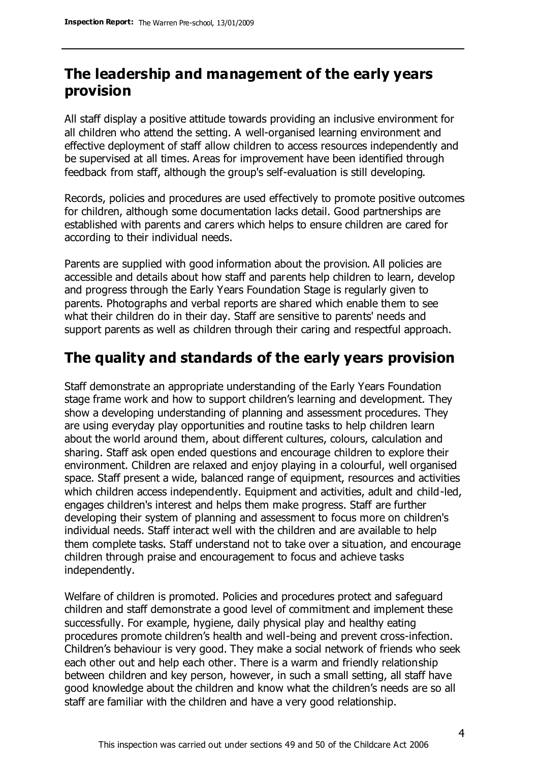## The leadership and management of the early years provision

All staff display a positive attitude towards providing an inclusive environment for all children who attend the setting. A well-organised learning environment and effective deployment of staff allow children to access resources independently and be supervised at all times. Areas for improvement have been identified through feedback from staff, although the group's self-evaluation is still developing.

Records, policies and procedures are used effectively to promote positive outcomes for children, although some documentation lacks detail. Good partnerships are established with parents and carers which helps to ensure children are cared for according to their individual needs.

Parents are supplied with good information about the provision. All policies are accessible and details about how staff and parents help children to learn, develop and progress through the Early Years Foundation Stage is regularly given to parents. Photographs and verbal reports are shared which enable them to see what their children do in their day. Staff are sensitive to parents' needs and support parents as well as children through their caring and respectful approach.

## The quality and standards of the early years provision

Staff demonstrate an appropriate understanding of the Early Years Foundation stage frame work and how to support children's learning and development. They show a developing understanding of planning and assessment procedures. They are using everyday play opportunities and routine tasks to help children learn about the world around them, about different cultures, colours, calculation and sharing. Staff ask open ended questions and encourage children to explore their environment. Children are relaxed and enjoy playing in a colourful, well organised space. Staff present a wide, balanced range of equipment, resources and activities which children access independently. Equipment and activities, adult and child-led, engages children's interest and helps them make progress. Staff are further developing their system of planning and assessment to focus more on children's individual needs. Staff interact well with the children and are available to help them complete tasks. Staff understand not to take over a situation, and encourage children through praise and encouragement to focus and achieve tasks independently.

Welfare of children is promoted. Policies and procedures protect and safeguard children and staff demonstrate a good level of commitment and implement these successfully. For example, hygiene, daily physical play and healthy eating procedures promote children's health and well-being and prevent cross-infection. Children's behaviour is very good. They make a social network of friends who seek each other out and help each other. There is a warm and friendly relationship between children and key person, however, in such a small setting, all staff have good knowledge about the children and know what the children's needs are so all staff are familiar with the children and have a very good relationship.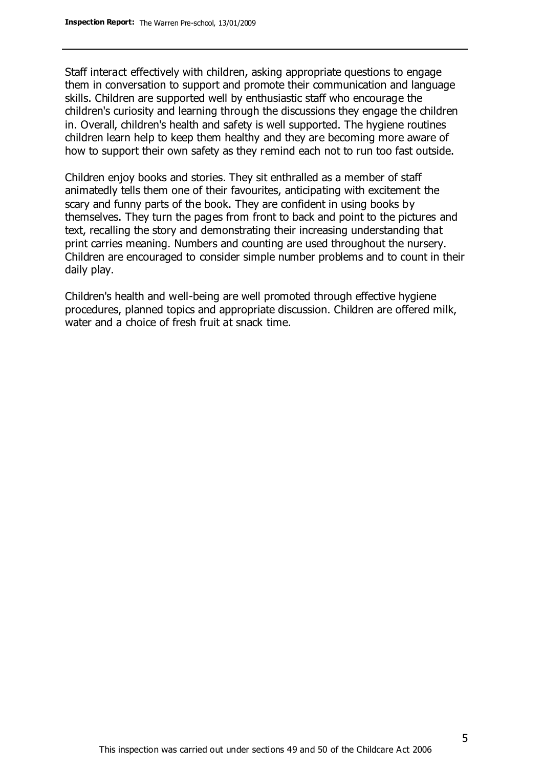Staff interact effectively with children, asking appropriate questions to engage them in conversation to support and promote their communication and language skills. Children are supported well by enthusiastic staff who encourage the children's curiosity and learning through the discussions they engage the children in. Overall, children's health and safety is well supported. The hygiene routines children learn help to keep them healthy and they are becoming more aware of how to support their own safety as they remind each not to run too fast outside.

Children enjoy books and stories. They sit enthralled as a member of staff animatedly tells them one of their favourites, anticipating with excitement the scary and funny parts of the book. They are confident in using books by themselves. They turn the pages from front to back and point to the pictures and text, recalling the story and demonstrating their increasing understanding that print carries meaning. Numbers and counting are used throughout the nursery. Children are encouraged to consider simple number problems and to count in their daily play.

Children's health and well-being are well promoted through effective hygiene procedures, planned topics and appropriate discussion. Children are offered milk, water and a choice of fresh fruit at snack time.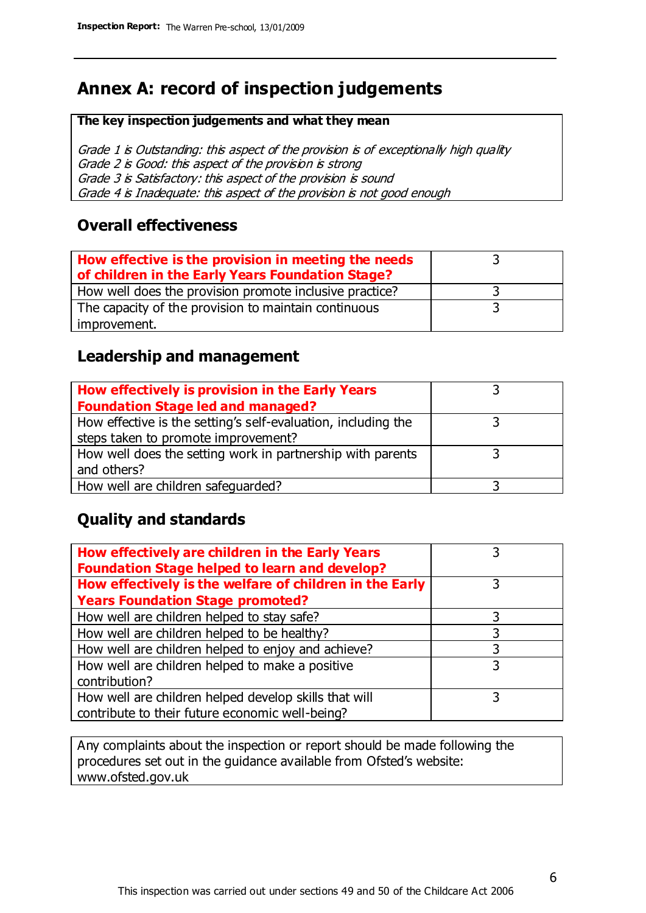# Annex A: record of inspection judgements

**The key inspection judgements and what they mean**

*Grade 1 is Outstanding: this aspect of the provision is of exceptionally high quality*
*Grade 2 is Good: this aspect of the provision is strong*
*Grade 3 is Satisfactory: this aspect of the provision is sound*
*Grade 4 is Inadequate: this aspect of the provision is not good enough*

## Overall effectiveness

| | |
|---|---|
| **How effective is the provision in meeting the needs of children in the Early Years Foundation Stage?** | 3 |
| How well does the provision promote inclusive practice? | 3 |
| The capacity of the provision to maintain continuous improvement. | 3 |

## Leadership and management

| | |
|---|---|
| **How effectively is provision in the Early Years Foundation Stage led and managed?** | 3 |
| How effective is the setting's self-evaluation, including the steps taken to promote improvement? | 3 |
| How well does the setting work in partnership with parents and others? | 3 |
| How well are children safeguarded? | 3 |

## Quality and standards

| | |
|---|---|
| **How effectively are children in the Early Years Foundation Stage helped to learn and develop?** | 3 |
| **How effectively is the welfare of children in the Early Years Foundation Stage promoted?** | 3 |
| How well are children helped to stay safe? | 3 |
| How well are children helped to be healthy? | 3 |
| How well are children helped to enjoy and achieve? | 3 |
| How well are children helped to make a positive contribution? | 3 |
| How well are children helped develop skills that will contribute to their future economic well-being? | 3 |

Any complaints about the inspection or report should be made following the procedures set out in the guidance available from Ofsted's website: www.ofsted.gov.uk

This inspection was carried out under sections 49 and 50 of the Childcare Act 2006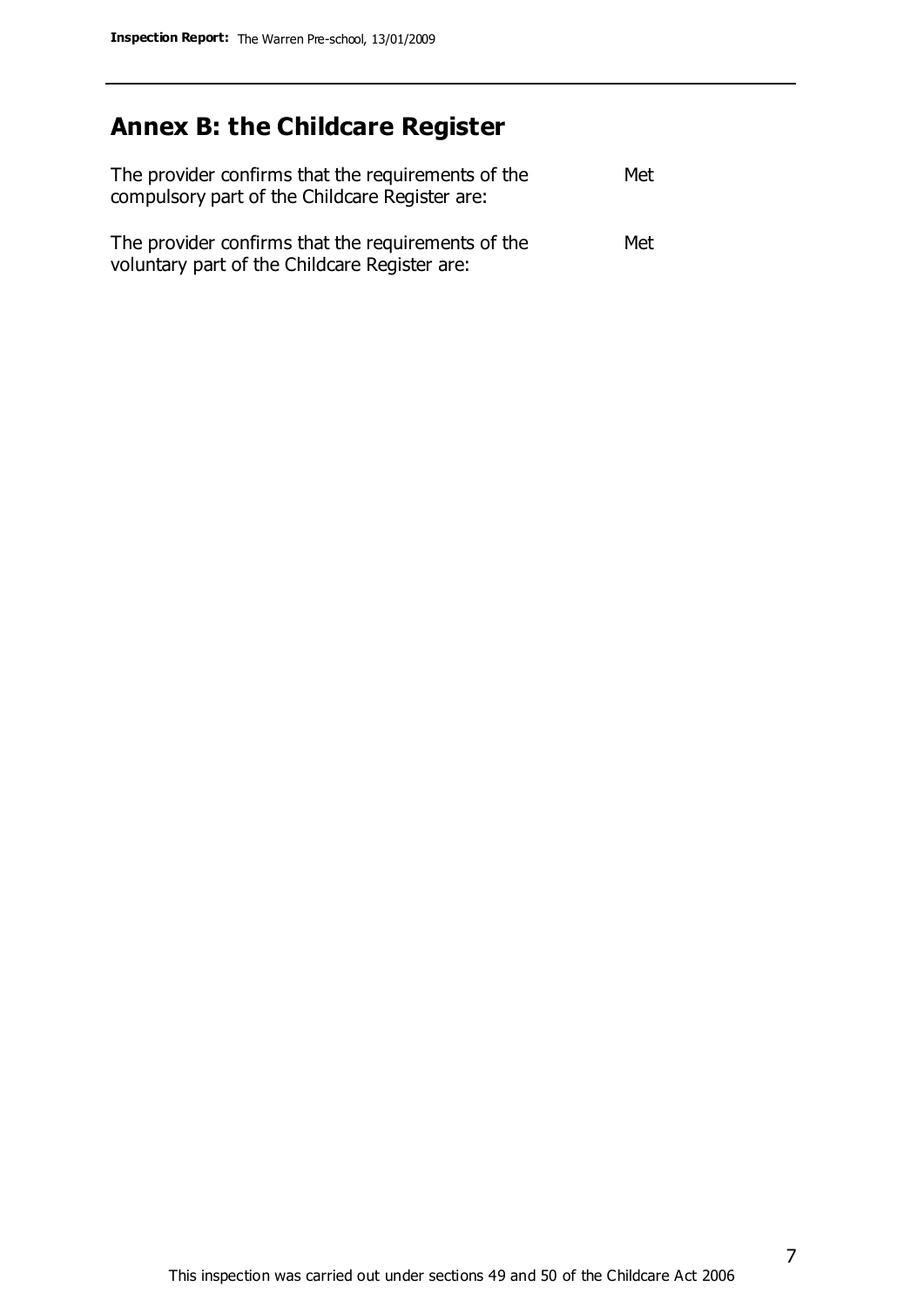## Annex B: the Childcare Register

| | |
|---|---|
| The provider confirms that the requirements of the compulsory part of the Childcare Register are: | Met |
| The provider confirms that the requirements of the voluntary part of the Childcare Register are: | Met |

This inspection was carried out under sections 49 and 50 of the Childcare Act 2006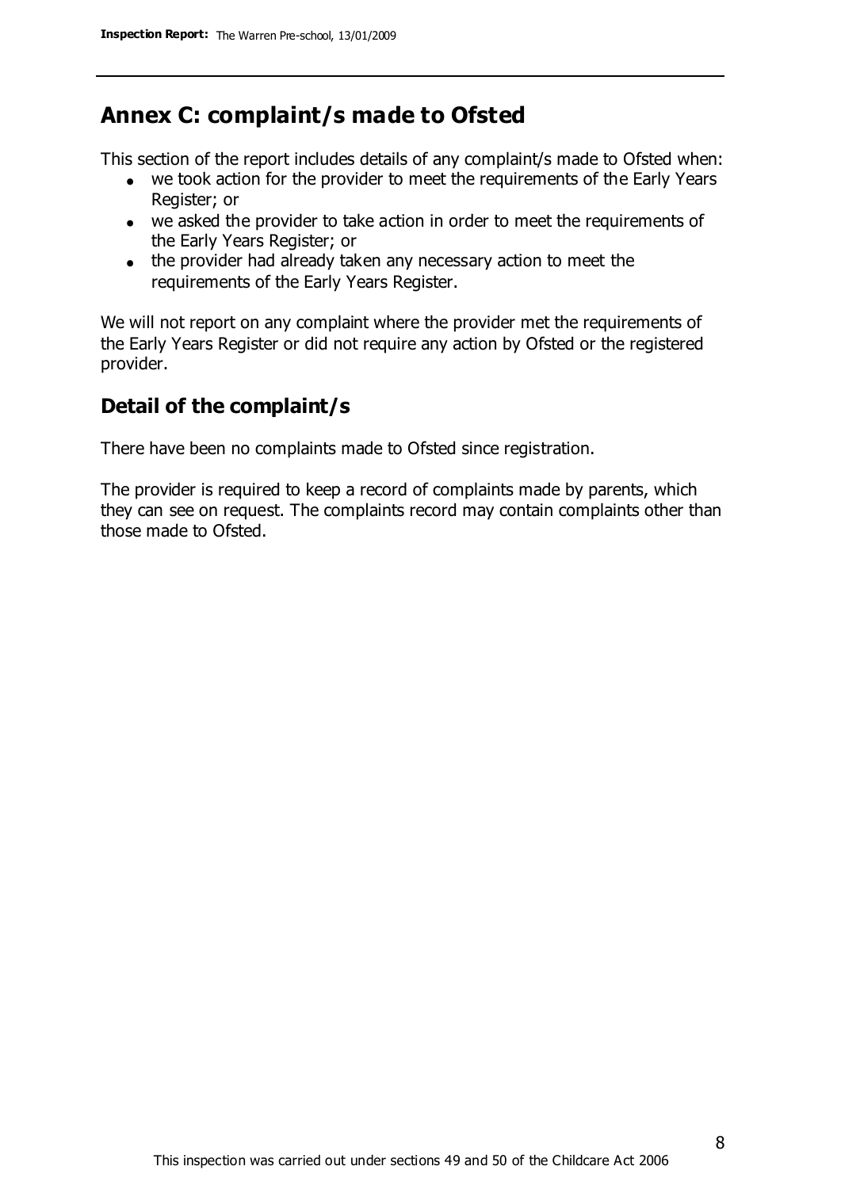## Annex C: complaint/s made to Ofsted

This section of the report includes details of any complaint/s made to Ofsted when:

- we took action for the provider to meet the requirements of the Early Years Register; or
- we asked the provider to take action in order to meet the requirements of the Early Years Register; or
- the provider had already taken any necessary action to meet the requirements of the Early Years Register.

We will not report on any complaint where the provider met the requirements of the Early Years Register or did not require any action by Ofsted or the registered provider.

### Detail of the complaint/s

There have been no complaints made to Ofsted since registration.

The provider is required to keep a record of complaints made by parents, which they can see on request. The complaints record may contain complaints other than those made to Ofsted.